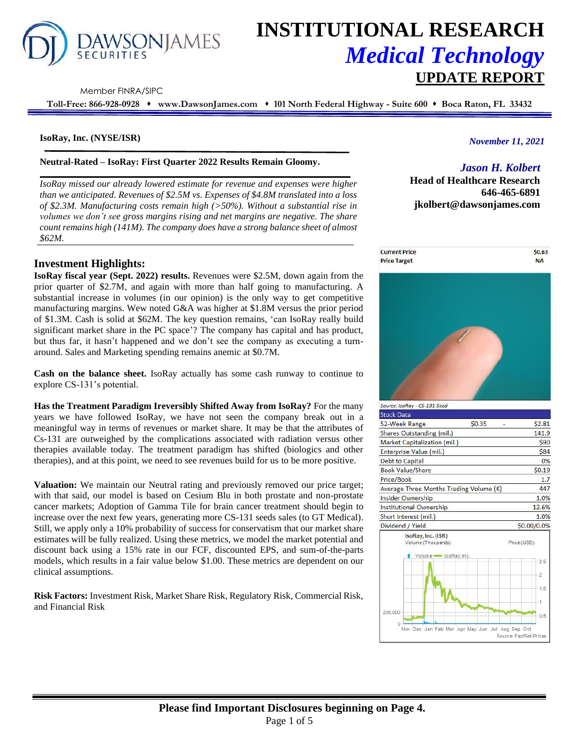# INSTITUTIONAL RESEARCH

## *Medical Technology*

## UPDATE REPORT

DAWSON JAMES SECURITIES

Member FINRA/SIPC

**Toll-Free: 866-928-0928 ♦ www.DawsonJames.com ♦ 101 North Federal Highway - Suite 600 ♦ Boca Raton, FL 33432**

**IsoRay, Inc. (NYSE/ISR)**

*November 11, 2021*

**Neutral-Rated – IsoRay: First Quarter 2022 Results Remain Gloomy.**

*IsoRay missed our already lowered estimate for revenue and expenses were higher than we anticipated. Revenues of $2.5M vs. Expenses of $4.8M translated into a loss of $2.3M. Manufacturing costs remain high (>50%). Without a substantial rise in volumes we don't see gross margins rising and net margins are negative. The share count remains high (141M). The company does have a strong balance sheet of almost $62M.*

*Jason H. Kolbert*
**Head of Healthcare Research**
**646-465-6891**
**jkolbert@dawsonjames.com**

| | |
|---|---|
| Current Price | $0.63 |
| Price Target | NA |

Source: IsoRay - CS-131 Seed

| Stock Data | | | |
|---|---|---|---|
| 52-Week Range | $0.35 | - | $2.81 |
| Shares Outstanding (mil.) | | | 141.9 |
| Market Capitalization (mil.) | | | $90 |
| Enterprise Value (mil.) | | | $84 |
| Debt to Capital | | | 0% |
| Book Value/Share | | | $0.19 |
| Price/Book | | | 1.7 |
| Average Three Months Trading Volume (K) | | | 447 |
| Insider Ownership | | | 1.0% |
| Institutional Ownership | | | 12.6% |
| Short interest (mil.) | | | 1.0% |
| Dividend / Yield | | | $0.00/0.0% |

IsoRay, Inc. (ISR)
Volume (Thousands) — Price (USD)
Source: FactSet Prices

## Investment Highlights:

**IsoRay fiscal year (Sept. 2022) results.** Revenues were $2.5M, down again from the prior quarter of $2.7M, and again with more than half going to manufacturing. A substantial increase in volumes (in our opinion) is the only way to get competitive manufacturing margins. Wew noted G&A was higher at $1.8M versus the prior period of $1.3M. Cash is solid at $62M. The key question remains, 'can IsoRay really build significant market share in the PC space'? The company has capital and has product, but thus far, it hasn't happened and we don't see the company as executing a turn-around. Sales and Marketing spending remains anemic at $0.7M.

**Cash on the balance sheet.** IsoRay actually has some cash runway to continue to explore CS-131's potential.

**Has the Treatment Paradigm Irreversibly Shifted Away from IsoRay?** For the many years we have followed IsoRay, we have not seen the company break out in a meaningful way in terms of revenues or market share. It may be that the attributes of Cs-131 are outweighed by the complications associated with radiation versus other therapies available today. The treatment paradigm has shifted (biologics and other therapies), and at this point, we need to see revenues build for us to be more positive.

**Valuation:** We maintain our Neutral rating and previously removed our price target; with that said, our model is based on Cesium Blu in both prostate and non-prostate cancer markets; Adoption of Gamma Tile for brain cancer treatment should begin to increase over the next few years, generating more CS-131 seeds sales (to GT Medical). Still, we apply only a 10% probability of success for conservatism that our market share estimates will be fully realized. Using these metrics, we model the market potential and discount back using a 15% rate in our FCF, discounted EPS, and sum-of-the-parts models, which results in a fair value below $1.00. These metrics are dependent on our clinical assumptions.

**Risk Factors:** Investment Risk, Market Share Risk, Regulatory Risk, Commercial Risk, and Financial Risk

**Please find Important Disclosures beginning on Page 4.**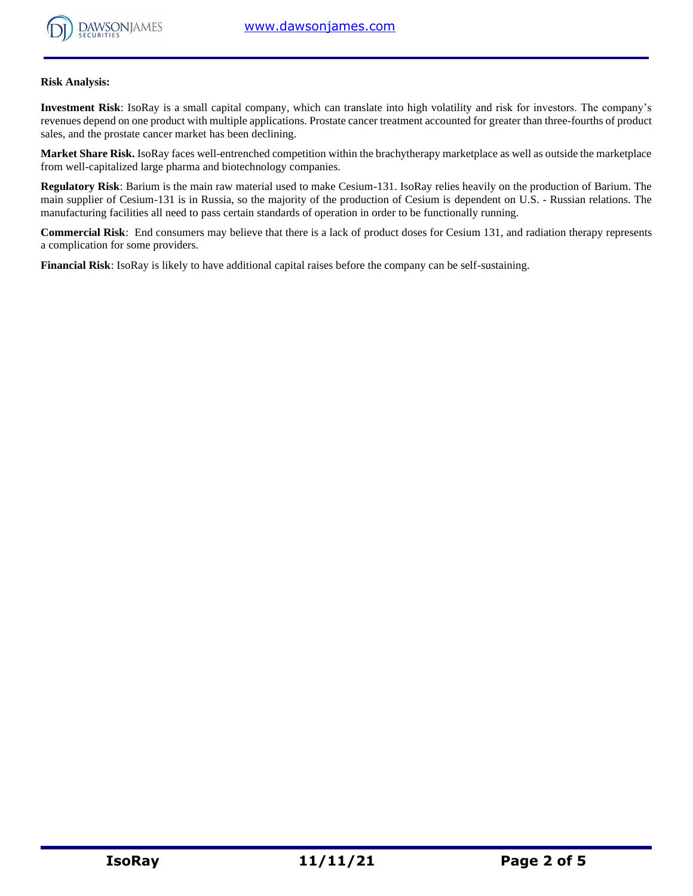**Risk Analysis:**

**Investment Risk**: IsoRay is a small capital company, which can translate into high volatility and risk for investors. The company's revenues depend on one product with multiple applications. Prostate cancer treatment accounted for greater than three-fourths of product sales, and the prostate cancer market has been declining.

**Market Share Risk.** IsoRay faces well-entrenched competition within the brachytherapy marketplace as well as outside the marketplace from well-capitalized large pharma and biotechnology companies.

**Regulatory Risk**: Barium is the main raw material used to make Cesium-131. IsoRay relies heavily on the production of Barium. The main supplier of Cesium-131 is in Russia, so the majority of the production of Cesium is dependent on U.S. - Russian relations. The manufacturing facilities all need to pass certain standards of operation in order to be functionally running.

**Commercial Risk**: End consumers may believe that there is a lack of product doses for Cesium 131, and radiation therapy represents a complication for some providers.

**Financial Risk**: IsoRay is likely to have additional capital raises before the company can be self-sustaining.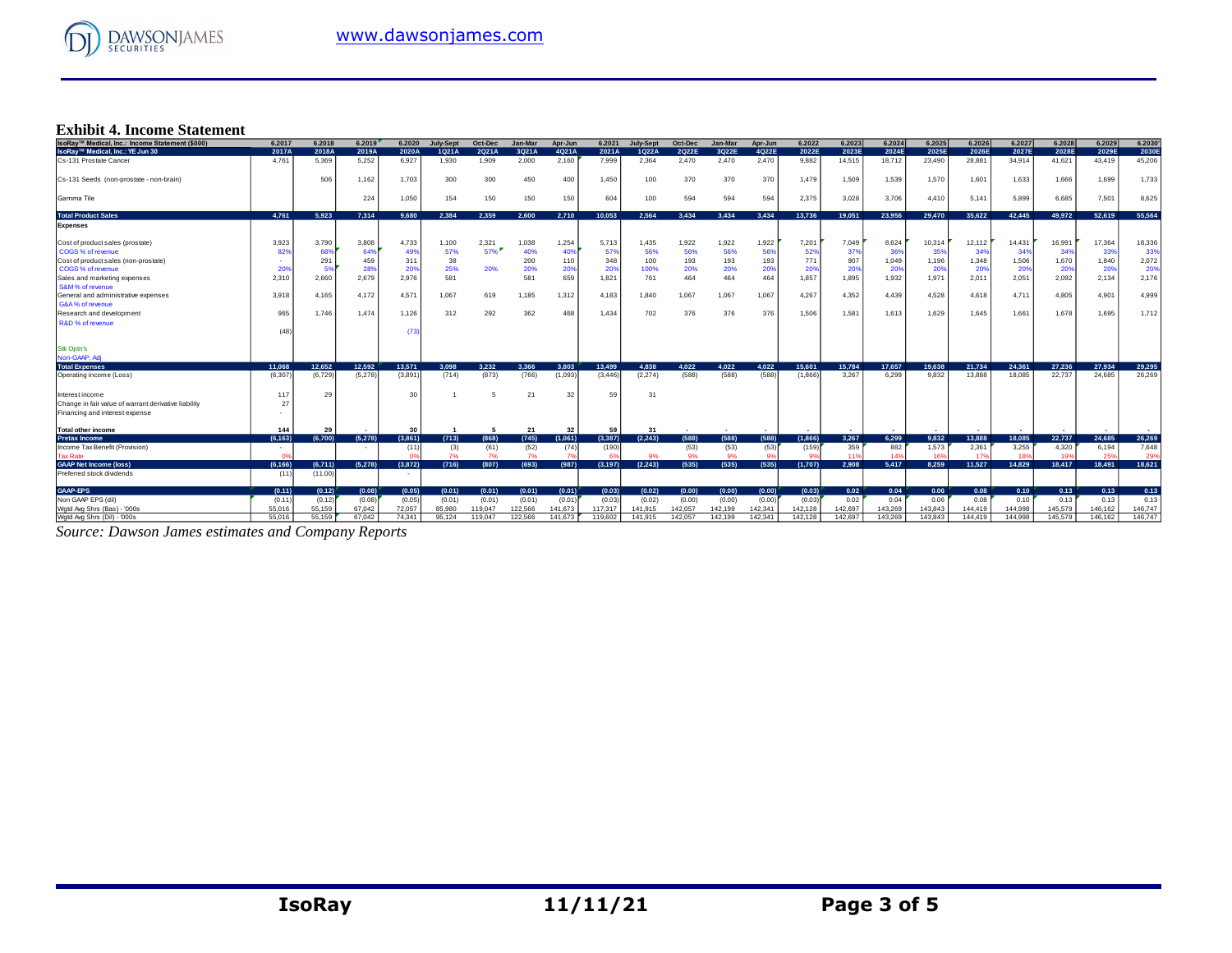## Exhibit 4. Income Statement

| IsoRay™ Medical, Inc.: Income Statement ($000) | 6.2017 | 6.2018 | 6.2019 | 6.2020 | July-Sept | Oct-Dec | Jan-Mar | Apr-Jun | 6.2021 | July-Sept | Oct-Dec | Jan-Mar | Apr-Jun | 6.2022 | 6.2023 | 6.2024 | 6.2025 | 6.2026 | 6.2027 | 6.2028 | 6.2029 | 6.2030 |
|---|---|---|---|---|---|---|---|---|---|---|---|---|---|---|---|---|---|---|---|---|---|---|
| IsoRay™ Medical, Inc.: YE Jun 30 | 2017A | 2018A | 2019A | 2020A | 1Q21A | 2Q21A | 3Q21A | 4Q21A | 2021A | 1Q22A | 2Q22E | 3Q22E | 4Q22E | 2022E | 2023E | 2024E | 2025E | 2026E | 2027E | 2028E | 2029E | 2030E |
| Cs-131 Prostate Cancer | 4,761 | 5,369 | 5,252 | 6,927 | 1,930 | 1,909 | 2,000 | 2,160 | 7,999 | 2,364 | 2,470 | 2,470 | 2,470 | 9,882 | 14,515 | 18,712 | 23,490 | 28,881 | 34,914 | 41,621 | 43,419 | 45,206 |
| Cs-131 Seeds (non-prostate - non-brain) | | 506 | 1,162 | 1,703 | 300 | 300 | 450 | 400 | 1,450 | 100 | 370 | 370 | 370 | 1,479 | 1,509 | 1,539 | 1,570 | 1,601 | 1,633 | 1,666 | 1,699 | 1,733 |
| Gamma Tile | | | 224 | 1,050 | 154 | 150 | 150 | 150 | 604 | 100 | 594 | 594 | 594 | 2,375 | 3,028 | 3,706 | 4,410 | 5,141 | 5,899 | 6,685 | 7,501 | 8,625 |
| **Total Product Sales** | 4,761 | 5,923 | 7,314 | 9,680 | 2,384 | 2,359 | 2,600 | 2,710 | 10,053 | 2,564 | 3,434 | 3,434 | 3,434 | 13,736 | 19,051 | 23,956 | 29,470 | 35,622 | 42,445 | 49,972 | 52,619 | 55,564 |
| **Expenses** | | | | | | | | | | | | | | | | | | | | | | |
| Cost of product sales (prostate) | 3,923 | 3,790 | 3,808 | 4,733 | 1,100 | 2,321 | 1,038 | 1,254 | 5,713 | 1,435 | 1,922 | 1,922 | 1,922 | 7,201 | 7,049 | 8,624 | 10,314 | 12,112 | 14,431 | 16,991 | 17,364 | 18,336 |
| COGS % of revenue | 82% | 68% | 64% | 49% | 57% | 57% | 40% | 40% | 57% | 56% | 56% | 56% | 56% | 52% | 37% | 36% | 35% | 34% | 34% | 34% | 33% | 33% |
| Cost of product sales (non-prostate) | - | 291 | 459 | 311 | 38 | | 200 | 110 | 348 | 100 | 193 | 193 | 193 | 771 | 907 | 1,049 | 1,196 | 1,348 | 1,506 | 1,670 | 1,840 | 2,072 |
| COGS % of revenue | 20% | 5% | 28% | 20% | 25% | 20% | 20% | 20% | 20% | 100% | 20% | 20% | 20% | 20% | 20% | 20% | 20% | 20% | 20% | 20% | 20% | 20% |
| Sales and marketing expenses | 2,310 | 2,660 | 2,679 | 2,976 | 581 | | 581 | 659 | 1,821 | 761 | 464 | 464 | 464 | 1,857 | 1,895 | 1,932 | 1,971 | 2,011 | 2,051 | 2,092 | 2,134 | 2,176 |
| S&M % of revenue | | | | | | | | | | | | | | | | | | | | | | |
| General and administrative expenses | 3,918 | 4,165 | 4,172 | 4,571 | 1,067 | 619 | 1,185 | 1,312 | 4,183 | 1,840 | 1,067 | 1,067 | 1,067 | 4,267 | 4,352 | 4,439 | 4,528 | 4,618 | 4,711 | 4,805 | 4,901 | 4,999 |
| G&A % of revenue | | | | | | | | | | | | | | | | | | | | | | |
| Research and development | 965 | 1,746 | 1,474 | 1,126 | 312 | 292 | 362 | 468 | 1,434 | 702 | 376 | 376 | 376 | 1,506 | 1,581 | 1,613 | 1,629 | 1,645 | 1,661 | 1,678 | 1,695 | 1,712 |
| R&D % of revenue | | | | | | | | | | | | | | | | | | | | | | |
| | (48) | | | (73) | | | | | | | | | | | | | | | | | | |
| Stk Optn's | | | | | | | | | | | | | | | | | | | | | | |
| Non-GAAP, Adj | | | | | | | | | | | | | | | | | | | | | | |
| **Total Expenses** | 11,068 | 12,652 | 12,592 | 13,571 | 3,098 | 3,232 | 3,366 | 3,803 | 13,499 | 4,838 | 4,022 | 4,022 | 4,022 | 15,601 | 15,784 | 17,657 | 19,638 | 21,734 | 24,361 | 27,236 | 27,934 | 29,295 |
| Operating income (Loss) | (6,307) | (6,729) | (5,278) | (3,891) | (714) | (873) | (766) | (1,093) | (3,446) | (2,274) | (588) | (588) | (588) | (1,866) | 3,267 | 6,299 | 9,832 | 13,888 | 18,085 | 22,737 | 24,685 | 26,269 |
| Interest income | 117 | 29 | | 30 | 1 | 5 | 21 | 32 | 59 | 31 | | | | | | | | | | | | |
| Change in fair value of warrant derivative liability | 27 | | | | | | | | | | | | | | | | | | | | | |
| Financing and interest expense | - | | | | | | | | | | | | | | | | | | | | | |
| **Total other income** | 144 | 29 | - | 30 | 1 | 5 | 21 | 32 | 59 | 31 | - | - | - | - | - | - | - | - | - | - | - | - |
| **Pretax Income** | (6,163) | (6,700) | (5,278) | (3,861) | (713) | (868) | (745) | (1,061) | (3,387) | (2,243) | (588) | (588) | (588) | (1,866) | 3,267 | 6,299 | 9,832 | 13,888 | 18,085 | 22,737 | 24,685 | 26,269 |
| Income Tax Benefit (Provision) | - | | - | (11) | (3) | (61) | (52) | (74) | (190) | | (53) | (53) | (53) | (159) | 359 | 882 | 1,573 | 2,361 | 3,255 | 4,320 | 6,194 | 7,648 |
| Tax Rate | 0% | | | 0% | 7% | 7% | 7% | 7% | 6% | 9% | 9% | 9% | 9% | 9% | 11% | 14% | 16% | 17% | 18% | 19% | 25% | 29% |
| **GAAP Net Income (loss)** | (6,166) | (6,711) | (5,278) | (3,872) | (716) | (807) | (693) | (987) | (3,197) | (2,243) | (535) | (535) | (535) | (1,707) | 2,908 | 5,417 | 8,259 | 11,527 | 14,829 | 18,417 | 18,491 | 18,621 |
| Preferred stock dividends | (11) | (11.00) | | - | | | | | | | | | | | | | | | | | | |
| **GAAP-EPS** | (0.11) | (0.12) | (0.08) | (0.05) | (0.01) | (0.01) | (0.01) | (0.01) | (0.03) | (0.02) | (0.00) | (0.00) | (0.00) | (0.03) | 0.02 | 0.04 | 0.06 | 0.08 | 0.10 | 0.13 | 0.13 | 0.13 |
| Non GAAP EPS (dil) | (0.11) | (0.12) | (0.08) | (0.05) | (0.01) | (0.01) | (0.01) | (0.01) | (0.03) | (0.02) | (0.00) | (0.00) | (0.00) | (0.03) | 0.02 | 0.04 | 0.06 | 0.08 | 0.10 | 0.13 | 0.13 | 0.13 |
| Wgtd Avg Shrs (Bas) - '000s | 55,016 | 55,159 | 67,042 | 72,057 | 85,980 | 119,047 | 122,566 | 141,673 | 117,317 | 141,915 | 142,057 | 142,199 | 142,341 | 142,128 | 142,697 | 143,269 | 143,843 | 144,419 | 144,998 | 145,579 | 146,162 | 146,747 |
| Wgtd Avg Shrs (Dil) - '000s | 55,016 | 55,159 | 67,042 | 74,341 | 95,124 | 119,047 | 122,566 | 141,673 | 119,602 | 141,915 | 142,057 | 142,199 | 142,341 | 142,128 | 142,697 | 143,269 | 143,843 | 144,419 | 144,998 | 145,579 | 146,162 | 146,747 |

*Source: Dawson James estimates and Company Reports*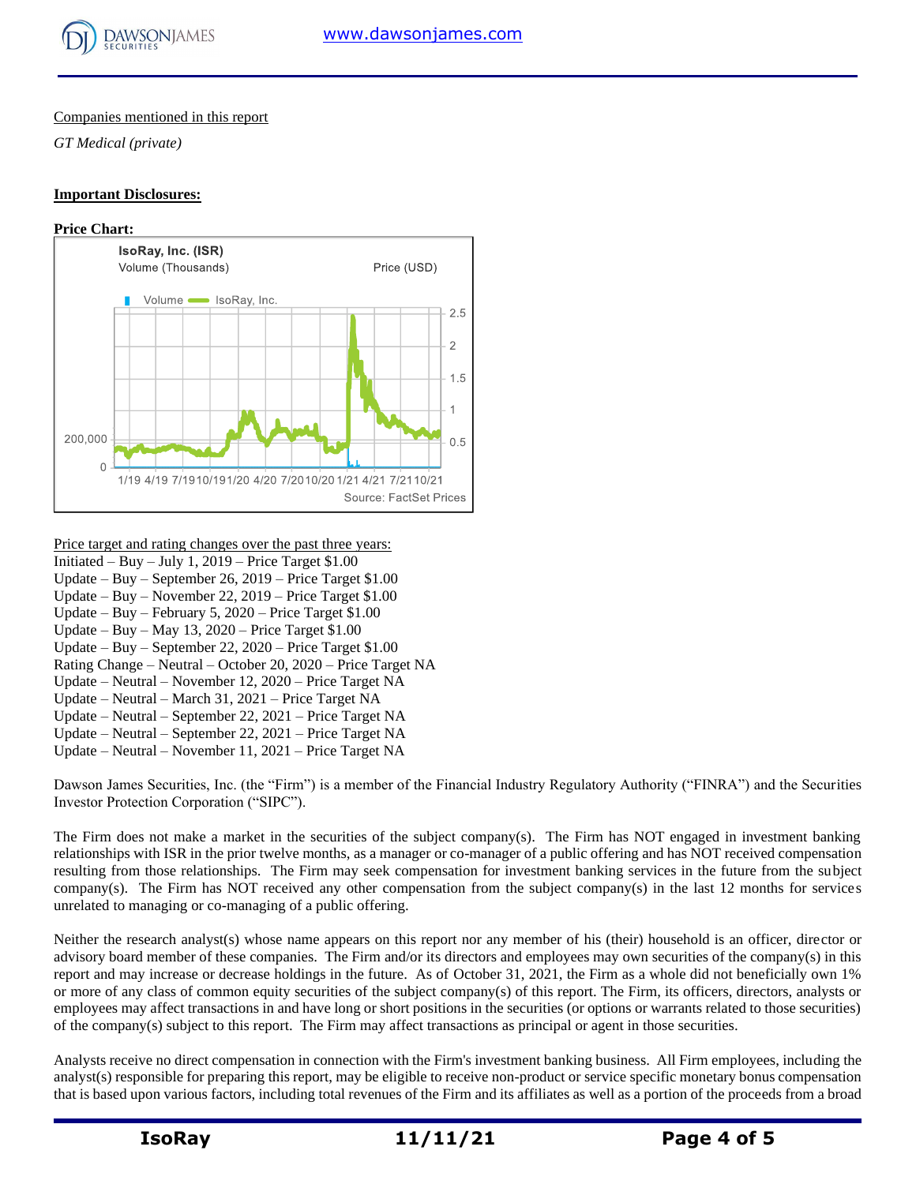Companies mentioned in this report

*GT Medical (private)*

**Important Disclosures:**

**Price Chart:**

IsoRay, Inc. (ISR)

Volume (Thousands) Price (USD)

Volume IsoRay, Inc.

Source: FactSet Prices

Price target and rating changes over the past three years:

Initiated – Buy – July 1, 2019 – Price Target $1.00
Update – Buy – September 26, 2019 – Price Target $1.00
Update – Buy – November 22, 2019 – Price Target $1.00
Update – Buy – February 5, 2020 – Price Target $1.00
Update – Buy – May 13, 2020 – Price Target $1.00
Update – Buy – September 22, 2020 – Price Target $1.00
Rating Change – Neutral – October 20, 2020 – Price Target NA
Update – Neutral – November 12, 2020 – Price Target NA
Update – Neutral – March 31, 2021 – Price Target NA
Update – Neutral – September 22, 2021 – Price Target NA
Update – Neutral – September 22, 2021 – Price Target NA
Update – Neutral – November 11, 2021 – Price Target NA

Dawson James Securities, Inc. (the "Firm") is a member of the Financial Industry Regulatory Authority ("FINRA") and the Securities Investor Protection Corporation ("SIPC").

The Firm does not make a market in the securities of the subject company(s). The Firm has NOT engaged in investment banking relationships with ISR in the prior twelve months, as a manager or co-manager of a public offering and has NOT received compensation resulting from those relationships. The Firm may seek compensation for investment banking services in the future from the subject company(s). The Firm has NOT received any other compensation from the subject company(s) in the last 12 months for services unrelated to managing or co-managing of a public offering.

Neither the research analyst(s) whose name appears on this report nor any member of his (their) household is an officer, director or advisory board member of these companies. The Firm and/or its directors and employees may own securities of the company(s) in this report and may increase or decrease holdings in the future. As of October 31, 2021, the Firm as a whole did not beneficially own 1% or more of any class of common equity securities of the subject company(s) of this report. The Firm, its officers, directors, analysts or employees may affect transactions in and have long or short positions in the securities (or options or warrants related to those securities) of the company(s) subject to this report. The Firm may affect transactions as principal or agent in those securities.

Analysts receive no direct compensation in connection with the Firm's investment banking business. All Firm employees, including the analyst(s) responsible for preparing this report, may be eligible to receive non-product or service specific monetary bonus compensation that is based upon various factors, including total revenues of the Firm and its affiliates as well as a portion of the proceeds from a broad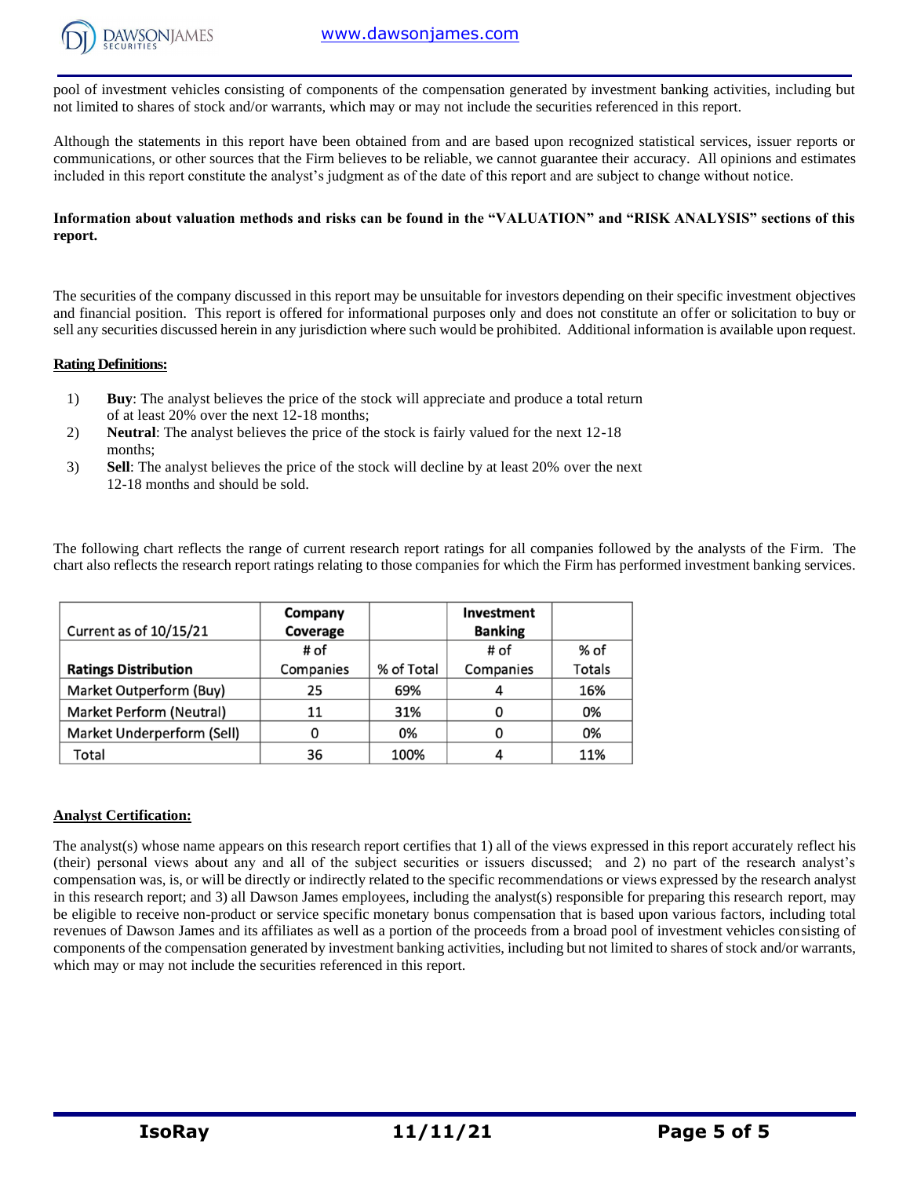pool of investment vehicles consisting of components of the compensation generated by investment banking activities, including but not limited to shares of stock and/or warrants, which may or may not include the securities referenced in this report.

Although the statements in this report have been obtained from and are based upon recognized statistical services, issuer reports or communications, or other sources that the Firm believes to be reliable, we cannot guarantee their accuracy. All opinions and estimates included in this report constitute the analyst's judgment as of the date of this report and are subject to change without notice.

**Information about valuation methods and risks can be found in the "VALUATION" and "RISK ANALYSIS" sections of this report.**

The securities of the company discussed in this report may be unsuitable for investors depending on their specific investment objectives and financial position. This report is offered for informational purposes only and does not constitute an offer or solicitation to buy or sell any securities discussed herein in any jurisdiction where such would be prohibited. Additional information is available upon request.

**Rating Definitions:**

1) **Buy**: The analyst believes the price of the stock will appreciate and produce a total return of at least 20% over the next 12-18 months;
2) **Neutral**: The analyst believes the price of the stock is fairly valued for the next 12-18 months;
3) **Sell**: The analyst believes the price of the stock will decline by at least 20% over the next 12-18 months and should be sold.

The following chart reflects the range of current research report ratings for all companies followed by the analysts of the Firm. The chart also reflects the research report ratings relating to those companies for which the Firm has performed investment banking services.

| Current as of 10/15/21 | **Company Coverage** | | **Investment Banking** | |
|---|---|---|---|---|
| **Ratings Distribution** | # of Companies | % of Total | # of Companies | % of Totals |
| Market Outperform (Buy) | 25 | 69% | 4 | 16% |
| Market Perform (Neutral) | 11 | 31% | 0 | 0% |
| Market Underperform (Sell) | 0 | 0% | 0 | 0% |
| Total | 36 | 100% | 4 | 11% |

**Analyst Certification:**

The analyst(s) whose name appears on this research report certifies that 1) all of the views expressed in this report accurately reflect his (their) personal views about any and all of the subject securities or issuers discussed; and 2) no part of the research analyst's compensation was, is, or will be directly or indirectly related to the specific recommendations or views expressed by the research analyst in this research report; and 3) all Dawson James employees, including the analyst(s) responsible for preparing this research report, may be eligible to receive non-product or service specific monetary bonus compensation that is based upon various factors, including total revenues of Dawson James and its affiliates as well as a portion of the proceeds from a broad pool of investment vehicles consisting of components of the compensation generated by investment banking activities, including but not limited to shares of stock and/or warrants, which may or may not include the securities referenced in this report.